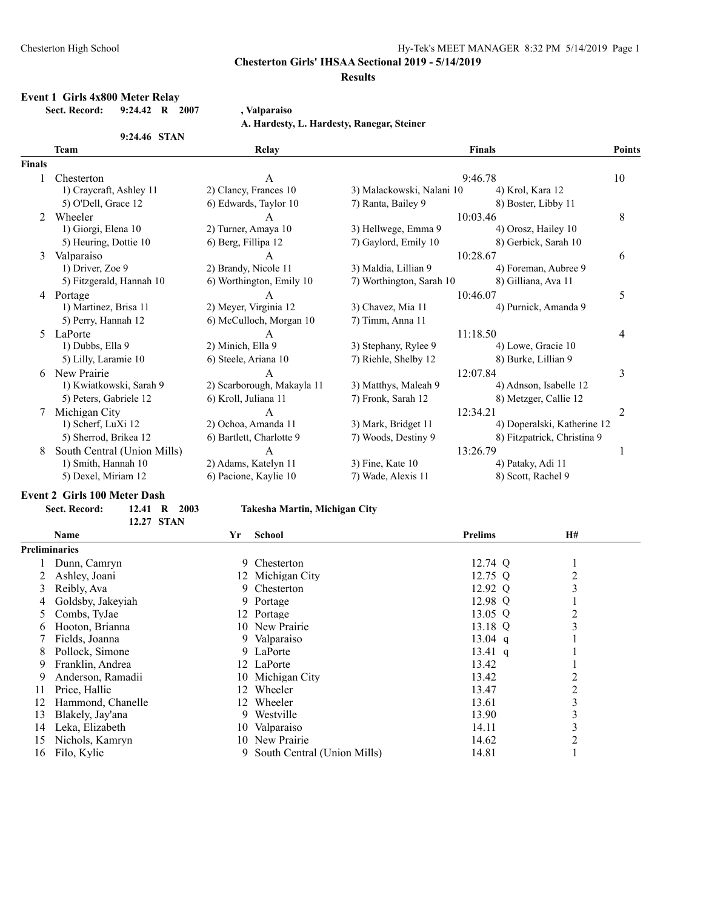Chesterton High School

**Chesterton Girls' IHSAA Sectional 2019 - 5/14/2019**

**Results**

### Event 1 Girls 4x800 Meter Relay

**Sect. Record:** 9:24.42 R 2007 , Valparaiso
A. Hardesty, L. Hardesty, Ranegar, Steiner

9:24.46 STAN

| | Team | Relay | Finals | Points |
|---|---|---|---|---|
| **Finals** | | | | |
| 1 | Chesterton | A | 9:46.78 | 10 |
| | 1) Craycraft, Ashley 11; 2) Clancy, Frances 10; 3) Malackowski, Nalani 10; 4) Krol, Kara 12; 5) O'Dell, Grace 12; 6) Edwards, Taylor 10; 7) Ranta, Bailey 9; 8) Boster, Libby 11 | | | |
| 2 | Wheeler | A | 10:03.46 | 8 |
| | 1) Giorgi, Elena 10; 2) Turner, Amaya 10; 3) Hellwege, Emma 9; 4) Orosz, Hailey 10; 5) Heuring, Dottie 10; 6) Berg, Fillipa 12; 7) Gaylord, Emily 10; 8) Gerbick, Sarah 10 | | | |
| 3 | Valparaiso | A | 10:28.67 | 6 |
| | 1) Driver, Zoe 9; 2) Brandy, Nicole 11; 3) Maldia, Lillian 9; 4) Foreman, Aubree 9; 5) Fitzgerald, Hannah 10; 6) Worthington, Emily 10; 7) Worthington, Sarah 10; 8) Gilliana, Ava 11 | | | |
| 4 | Portage | A | 10:46.07 | 5 |
| | 1) Martinez, Brisa 11; 2) Meyer, Virginia 12; 3) Chavez, Mia 11; 4) Purnick, Amanda 9; 5) Perry, Hannah 12; 6) McCulloch, Morgan 10; 7) Timm, Anna 11 | | | |
| 5 | LaPorte | A | 11:18.50 | 4 |
| | 1) Dubbs, Ella 9; 2) Minich, Ella 9; 3) Stephany, Rylee 9; 4) Lowe, Gracie 10; 5) Lilly, Laramie 10; 6) Steele, Ariana 10; 7) Riehle, Shelby 12; 8) Burke, Lillian 9 | | | |
| 6 | New Prairie | A | 12:07.84 | 3 |
| | 1) Kwiatkowski, Sarah 9; 2) Scarborough, Makayla 11; 3) Matthys, Maleah 9; 4) Adnson, Isabelle 12; 5) Peters, Gabriele 12; 6) Kroll, Juliana 11; 7) Fronk, Sarah 12; 8) Metzger, Callie 12 | | | |
| 7 | Michigan City | A | 12:34.21 | 2 |
| | 1) Scherf, LuXi 12; 2) Ochoa, Amanda 11; 3) Mark, Bridget 11; 4) Doperalski, Katherine 12; 5) Sherrod, Brikea 12; 6) Bartlett, Charlotte 9; 7) Woods, Destiny 9; 8) Fitzpatrick, Christina 9 | | | |
| 8 | South Central (Union Mills) | A | 13:26.79 | 1 |
| | 1) Smith, Hannah 10; 2) Adams, Katelyn 11; 3) Fine, Kate 10; 4) Pataky, Adi 11; 5) Dexel, Miriam 12; 6) Pacione, Kaylie 10; 7) Wade, Alexis 11; 8) Scott, Rachel 9 | | | |

### Event 2 Girls 100 Meter Dash

**Sect. Record:** 12.41 R 2003 Takesha Martin, Michigan City

12.27 STAN

| | Name | Yr | School | Prelims | H# |
|---|---|---|---|---|---|
| **Preliminaries** | | | | | |
| 1 | Dunn, Camryn | 9 | Chesterton | 12.74 Q | 1 |
| 2 | Ashley, Joani | 12 | Michigan City | 12.75 Q | 2 |
| 3 | Reibly, Ava | 9 | Chesterton | 12.92 Q | 3 |
| 4 | Goldsby, Jakeyiah | 9 | Portage | 12.98 Q | 1 |
| 5 | Combs, TyJae | 12 | Portage | 13.05 Q | 2 |
| 6 | Hooton, Brianna | 10 | New Prairie | 13.18 Q | 3 |
| 7 | Fields, Joanna | 9 | Valparaiso | 13.04 q | 1 |
| 8 | Pollock, Simone | 9 | LaPorte | 13.41 q | 1 |
| 9 | Franklin, Andrea | 12 | LaPorte | 13.42 | 1 |
| 9 | Anderson, Ramadii | 10 | Michigan City | 13.42 | 2 |
| 11 | Price, Hallie | 12 | Wheeler | 13.47 | 2 |
| 12 | Hammond, Chanelle | 12 | Wheeler | 13.61 | 3 |
| 13 | Blakely, Jay'ana | 9 | Westville | 13.90 | 3 |
| 14 | Leka, Elizabeth | 10 | Valparaiso | 14.11 | 3 |
| 15 | Nichols, Kamryn | 10 | New Prairie | 14.62 | 2 |
| 16 | Filo, Kylie | 9 | South Central (Union Mills) | 14.81 | 1 |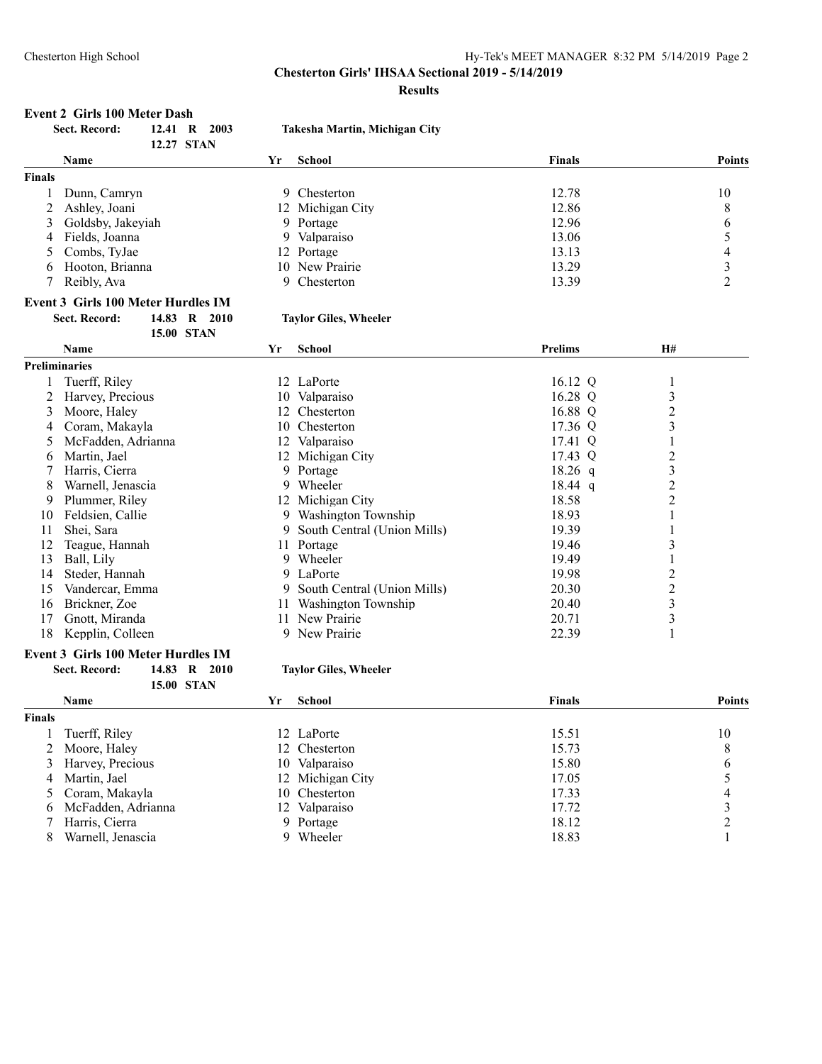## Chesterton Girls' IHSAA Sectional 2019 - 5/14/2019

### Results

#### Event 2 Girls 100 Meter Dash

**Sect. Record:** 12.41 R 2003 — Takesha Martin, Michigan City
12.27 STAN

| | Name | Yr | School | Finals | Points |
|---|---|---|---|---|---|
| **Finals** | | | | | |
| 1 | Dunn, Camryn | 9 | Chesterton | 12.78 | 10 |
| 2 | Ashley, Joani | 12 | Michigan City | 12.86 | 8 |
| 3 | Goldsby, Jakeyiah | 9 | Portage | 12.96 | 6 |
| 4 | Fields, Joanna | 9 | Valparaiso | 13.06 | 5 |
| 5 | Combs, TyJae | 12 | Portage | 13.13 | 4 |
| 6 | Hooton, Brianna | 10 | New Prairie | 13.29 | 3 |
| 7 | Reibly, Ava | 9 | Chesterton | 13.39 | 2 |

#### Event 3 Girls 100 Meter Hurdles IM

**Sect. Record:** 14.83 R 2010 — Taylor Giles, Wheeler
15.00 STAN

| | Name | Yr | School | Prelims | H# |
|---|---|---|---|---|---|
| **Preliminaries** | | | | | |
| 1 | Tuerff, Riley | 12 | LaPorte | 16.12 Q | 1 |
| 2 | Harvey, Precious | 10 | Valparaiso | 16.28 Q | 3 |
| 3 | Moore, Haley | 12 | Chesterton | 16.88 Q | 2 |
| 4 | Coram, Makayla | 10 | Chesterton | 17.36 Q | 3 |
| 5 | McFadden, Adrianna | 12 | Valparaiso | 17.41 Q | 1 |
| 6 | Martin, Jael | 12 | Michigan City | 17.43 Q | 2 |
| 7 | Harris, Cierra | 9 | Portage | 18.26 q | 3 |
| 8 | Warnell, Jenascia | 9 | Wheeler | 18.44 q | 2 |
| 9 | Plummer, Riley | 12 | Michigan City | 18.58 | 2 |
| 10 | Feldsien, Callie | 9 | Washington Township | 18.93 | 1 |
| 11 | Shei, Sara | 9 | South Central (Union Mills) | 19.39 | 1 |
| 12 | Teague, Hannah | 11 | Portage | 19.46 | 3 |
| 13 | Ball, Lily | 9 | Wheeler | 19.49 | 1 |
| 14 | Steder, Hannah | 9 | LaPorte | 19.98 | 2 |
| 15 | Vandercar, Emma | 9 | South Central (Union Mills) | 20.30 | 2 |
| 16 | Brickner, Zoe | 11 | Washington Township | 20.40 | 3 |
| 17 | Gnott, Miranda | 11 | New Prairie | 20.71 | 3 |
| 18 | Kepplin, Colleen | 9 | New Prairie | 22.39 | 1 |

#### Event 3 Girls 100 Meter Hurdles IM

**Sect. Record:** 14.83 R 2010 — Taylor Giles, Wheeler
15.00 STAN

| | Name | Yr | School | Finals | Points |
|---|---|---|---|---|---|
| **Finals** | | | | | |
| 1 | Tuerff, Riley | 12 | LaPorte | 15.51 | 10 |
| 2 | Moore, Haley | 12 | Chesterton | 15.73 | 8 |
| 3 | Harvey, Precious | 10 | Valparaiso | 15.80 | 6 |
| 4 | Martin, Jael | 12 | Michigan City | 17.05 | 5 |
| 5 | Coram, Makayla | 10 | Chesterton | 17.33 | 4 |
| 6 | McFadden, Adrianna | 12 | Valparaiso | 17.72 | 3 |
| 7 | Harris, Cierra | 9 | Portage | 18.12 | 2 |
| 8 | Warnell, Jenascia | 9 | Wheeler | 18.83 | 1 |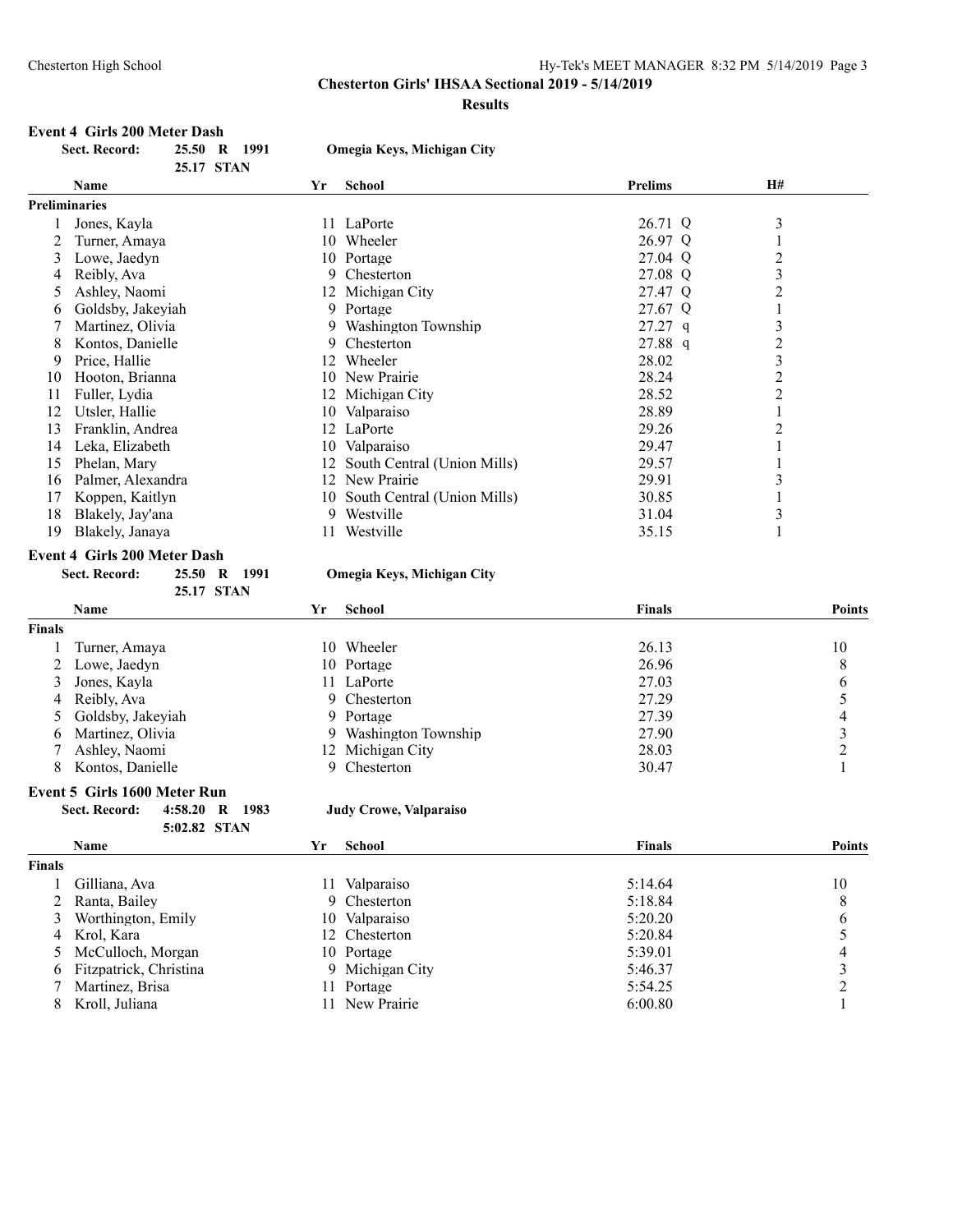**Chesterton Girls' IHSAA Sectional 2019 - 5/14/2019**

**Results**

### Event 4 Girls 200 Meter Dash

**Sect. Record:** 25.50 R 1991 — **Omegia Keys, Michigan City**
25.17 STAN

**Preliminaries**

| | Name | Yr | School | Prelims | H# |
|---|---|---|---|---|---|
| 1 | Jones, Kayla | 11 | LaPorte | 26.71 Q | 3 |
| 2 | Turner, Amaya | 10 | Wheeler | 26.97 Q | 1 |
| 3 | Lowe, Jaedyn | 10 | Portage | 27.04 Q | 2 |
| 4 | Reibly, Ava | 9 | Chesterton | 27.08 Q | 3 |
| 5 | Ashley, Naomi | 12 | Michigan City | 27.47 Q | 2 |
| 6 | Goldsby, Jakeyiah | 9 | Portage | 27.67 Q | 1 |
| 7 | Martinez, Olivia | 9 | Washington Township | 27.27 q | 3 |
| 8 | Kontos, Danielle | 9 | Chesterton | 27.88 q | 2 |
| 9 | Price, Hallie | 12 | Wheeler | 28.02 | 3 |
| 10 | Hooton, Brianna | 10 | New Prairie | 28.24 | 2 |
| 11 | Fuller, Lydia | 12 | Michigan City | 28.52 | 2 |
| 12 | Utsler, Hallie | 10 | Valparaiso | 28.89 | 1 |
| 13 | Franklin, Andrea | 12 | LaPorte | 29.26 | 2 |
| 14 | Leka, Elizabeth | 10 | Valparaiso | 29.47 | 1 |
| 15 | Phelan, Mary | 12 | South Central (Union Mills) | 29.57 | 1 |
| 16 | Palmer, Alexandra | 12 | New Prairie | 29.91 | 3 |
| 17 | Koppen, Kaitlyn | 10 | South Central (Union Mills) | 30.85 | 1 |
| 18 | Blakely, Jay'ana | 9 | Westville | 31.04 | 3 |
| 19 | Blakely, Janaya | 11 | Westville | 35.15 | 1 |

### Event 4 Girls 200 Meter Dash

**Sect. Record:** 25.50 R 1991 — **Omegia Keys, Michigan City**
25.17 STAN

**Finals**

| | Name | Yr | School | Finals | Points |
|---|---|---|---|---|---|
| 1 | Turner, Amaya | 10 | Wheeler | 26.13 | 10 |
| 2 | Lowe, Jaedyn | 10 | Portage | 26.96 | 8 |
| 3 | Jones, Kayla | 11 | LaPorte | 27.03 | 6 |
| 4 | Reibly, Ava | 9 | Chesterton | 27.29 | 5 |
| 5 | Goldsby, Jakeyiah | 9 | Portage | 27.39 | 4 |
| 6 | Martinez, Olivia | 9 | Washington Township | 27.90 | 3 |
| 7 | Ashley, Naomi | 12 | Michigan City | 28.03 | 2 |
| 8 | Kontos, Danielle | 9 | Chesterton | 30.47 | 1 |

### Event 5 Girls 1600 Meter Run

**Sect. Record:** 4:58.20 R 1983 — **Judy Crowe, Valparaiso**
5:02.82 STAN

**Finals**

| | Name | Yr | School | Finals | Points |
|---|---|---|---|---|---|
| 1 | Gilliana, Ava | 11 | Valparaiso | 5:14.64 | 10 |
| 2 | Ranta, Bailey | 9 | Chesterton | 5:18.84 | 8 |
| 3 | Worthington, Emily | 10 | Valparaiso | 5:20.20 | 6 |
| 4 | Krol, Kara | 12 | Chesterton | 5:20.84 | 5 |
| 5 | McCulloch, Morgan | 10 | Portage | 5:39.01 | 4 |
| 6 | Fitzpatrick, Christina | 9 | Michigan City | 5:46.37 | 3 |
| 7 | Martinez, Brisa | 11 | Portage | 5:54.25 | 2 |
| 8 | Kroll, Juliana | 11 | New Prairie | 6:00.80 | 1 |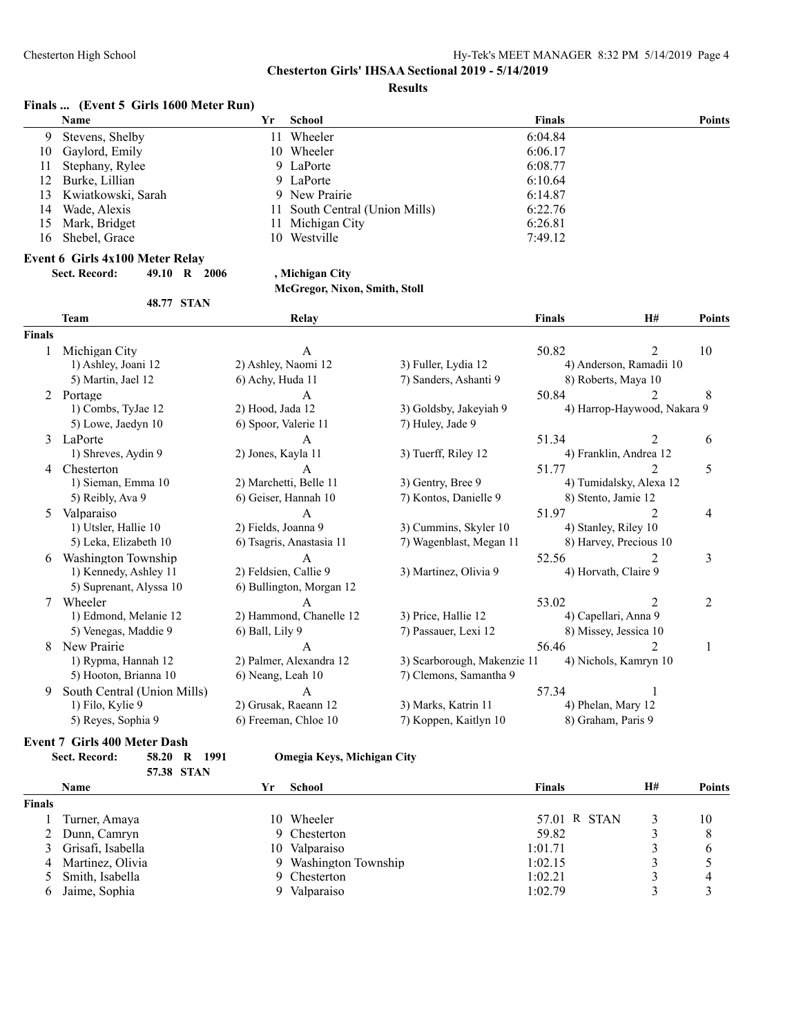# Chesterton Girls' IHSAA Sectional 2019 - 5/14/2019

## Results

### Finals ... (Event 5 Girls 1600 Meter Run)

| | Name | Yr | School | Finals | Points |
|---|---|---|---|---|---|
| 9 | Stevens, Shelby | 11 | Wheeler | 6:04.84 | |
| 10 | Gaylord, Emily | 10 | Wheeler | 6:06.17 | |
| 11 | Stephany, Rylee | 9 | LaPorte | 6:08.77 | |
| 12 | Burke, Lillian | 9 | LaPorte | 6:10.64 | |
| 13 | Kwiatkowski, Sarah | 9 | New Prairie | 6:14.87 | |
| 14 | Wade, Alexis | 11 | South Central (Union Mills) | 6:22.76 | |
| 15 | Mark, Bridget | 11 | Michigan City | 6:26.81 | |
| 16 | Shebel, Grace | 10 | Westville | 7:49.12 | |

### Event 6 Girls 4x100 Meter Relay

**Sect. Record:** 49.10 R 2006 , Michigan City
McGregor, Nixon, Smith, Stoll
48.77 STAN

| | Team | Relay | | Finals | H# | Points |
|---|---|---|---|---|---|---|
| **Finals** | | | | | | |
| 1 | Michigan City | A | | 50.82 | 2 | 10 |
| | 1) Ashley, Joani 12 | 2) Ashley, Naomi 12 | 3) Fuller, Lydia 12 | 4) Anderson, Ramadii 10 | | |
| | 5) Martin, Jael 12 | 6) Achy, Huda 11 | 7) Sanders, Ashanti 9 | 8) Roberts, Maya 10 | | |
| 2 | Portage | A | | 50.84 | 2 | 8 |
| | 1) Combs, TyJae 12 | 2) Hood, Jada 12 | 3) Goldsby, Jakeyiah 9 | 4) Harrop-Haywood, Nakara 9 | | |
| | 5) Lowe, Jaedyn 10 | 6) Spoor, Valerie 11 | 7) Huley, Jade 9 | | | |
| 3 | LaPorte | A | | 51.34 | 2 | 6 |
| | 1) Shreves, Aydin 9 | 2) Jones, Kayla 11 | 3) Tuerff, Riley 12 | 4) Franklin, Andrea 12 | | |
| 4 | Chesterton | A | | 51.77 | 2 | 5 |
| | 1) Sieman, Emma 10 | 2) Marchetti, Belle 11 | 3) Gentry, Bree 9 | 4) Tumidalsky, Alexa 12 | | |
| | 5) Reibly, Ava 9 | 6) Geiser, Hannah 10 | 7) Kontos, Danielle 9 | 8) Stento, Jamie 12 | | |
| 5 | Valparaiso | A | | 51.97 | 2 | 4 |
| | 1) Utsler, Hallie 10 | 2) Fields, Joanna 9 | 3) Cummins, Skyler 10 | 4) Stanley, Riley 10 | | |
| | 5) Leka, Elizabeth 10 | 6) Tsagris, Anastasia 11 | 7) Wagenblast, Megan 11 | 8) Harvey, Precious 10 | | |
| 6 | Washington Township | A | | 52.56 | 2 | 3 |
| | 1) Kennedy, Ashley 11 | 2) Feldsien, Callie 9 | 3) Martinez, Olivia 9 | 4) Horvath, Claire 9 | | |
| | 5) Suprenant, Alyssa 10 | 6) Bullington, Morgan 12 | | | | |
| 7 | Wheeler | A | | 53.02 | 2 | 2 |
| | 1) Edmond, Melanie 12 | 2) Hammond, Chanelle 12 | 3) Price, Hallie 12 | 4) Capellari, Anna 9 | | |
| | 5) Venegas, Maddie 9 | 6) Ball, Lily 9 | 7) Passauer, Lexi 12 | 8) Missey, Jessica 10 | | |
| 8 | New Prairie | A | | 56.46 | 2 | 1 |
| | 1) Rypma, Hannah 12 | 2) Palmer, Alexandra 12 | 3) Scarborough, Makenzie 11 | 4) Nichols, Kamryn 10 | | |
| | 5) Hooton, Brianna 10 | 6) Neang, Leah 10 | 7) Clemons, Samantha 9 | | | |
| 9 | South Central (Union Mills) | A | | 57.34 | 1 | |
| | 1) Filo, Kylie 9 | 2) Grusak, Raeann 12 | 3) Marks, Katrin 11 | 4) Phelan, Mary 12 | | |
| | 5) Reyes, Sophia 9 | 6) Freeman, Chloe 10 | 7) Koppen, Kaitlyn 10 | 8) Graham, Paris 9 | | |

### Event 7 Girls 400 Meter Dash

**Sect. Record:** 58.20 R 1991 Omegia Keys, Michigan City
57.38 STAN

| | Name | Yr | School | Finals | H# | Points |
|---|---|---|---|---|---|---|
| **Finals** | | | | | | |
| 1 | Turner, Amaya | 10 | Wheeler | 57.01 R STAN | 3 | 10 |
| 2 | Dunn, Camryn | 9 | Chesterton | 59.82 | 3 | 8 |
| 3 | Grisafi, Isabella | 10 | Valparaiso | 1:01.71 | 3 | 6 |
| 4 | Martinez, Olivia | 9 | Washington Township | 1:02.15 | 3 | 5 |
| 5 | Smith, Isabella | 9 | Chesterton | 1:02.21 | 3 | 4 |
| 6 | Jaime, Sophia | 9 | Valparaiso | 1:02.79 | 3 | 3 |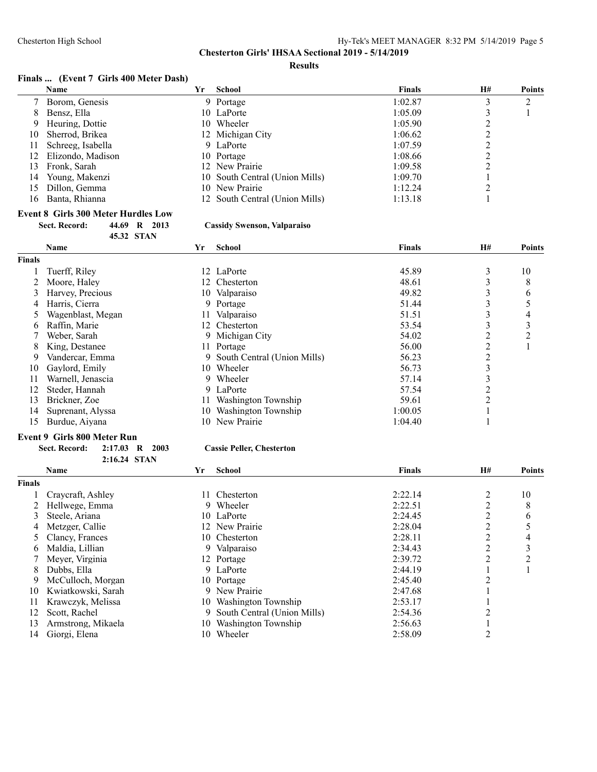**Chesterton Girls' IHSAA Sectional 2019 - 5/14/2019**

**Results**

## Finals ... (Event 7 Girls 400 Meter Dash)

| | Name | Yr | School | Finals | H# | Points |
|---|---|---|---|---|---|---|
| 7 | Borom, Genesis | 9 | Portage | 1:02.87 | 3 | 2 |
| 8 | Bensz, Ella | 10 | LaPorte | 1:05.09 | 3 | 1 |
| 9 | Heuring, Dottie | 10 | Wheeler | 1:05.90 | 2 | |
| 10 | Sherrod, Brikea | 12 | Michigan City | 1:06.62 | 2 | |
| 11 | Schreeg, Isabella | 9 | LaPorte | 1:07.59 | 2 | |
| 12 | Elizondo, Madison | 10 | Portage | 1:08.66 | 2 | |
| 13 | Fronk, Sarah | 12 | New Prairie | 1:09.58 | 2 | |
| 14 | Young, Makenzi | 10 | South Central (Union Mills) | 1:09.70 | 1 | |
| 15 | Dillon, Gemma | 10 | New Prairie | 1:12.24 | 2 | |
| 16 | Banta, Rhianna | 12 | South Central (Union Mills) | 1:13.18 | 1 | |

## Event 8 Girls 300 Meter Hurdles Low

**Sect. Record:** 44.69 R 2013 **Cassidy Swenson, Valparaiso**

45.32 STAN

| | Name | Yr | School | Finals | H# | Points |
|---|---|---|---|---|---|---|
| **Finals** | | | | | | |
| 1 | Tuerff, Riley | 12 | LaPorte | 45.89 | 3 | 10 |
| 2 | Moore, Haley | 12 | Chesterton | 48.61 | 3 | 8 |
| 3 | Harvey, Precious | 10 | Valparaiso | 49.82 | 3 | 6 |
| 4 | Harris, Cierra | 9 | Portage | 51.44 | 3 | 5 |
| 5 | Wagenblast, Megan | 11 | Valparaiso | 51.51 | 3 | 4 |
| 6 | Raffin, Marie | 12 | Chesterton | 53.54 | 3 | 3 |
| 7 | Weber, Sarah | 9 | Michigan City | 54.02 | 2 | 2 |
| 8 | King, Destanee | 11 | Portage | 56.00 | 2 | 1 |
| 9 | Vandercar, Emma | 9 | South Central (Union Mills) | 56.23 | 2 | |
| 10 | Gaylord, Emily | 10 | Wheeler | 56.73 | 3 | |
| 11 | Warnell, Jenascia | 9 | Wheeler | 57.14 | 3 | |
| 12 | Steder, Hannah | 9 | LaPorte | 57.54 | 2 | |
| 13 | Brickner, Zoe | 11 | Washington Township | 59.61 | 2 | |
| 14 | Suprenant, Alyssa | 10 | Washington Township | 1:00.05 | 1 | |
| 15 | Burdue, Aiyana | 10 | New Prairie | 1:04.40 | 1 | |

## Event 9 Girls 800 Meter Run

**Sect. Record:** 2:17.03 R 2003 **Cassie Peller, Chesterton**

2:16.24 STAN

| | Name | Yr | School | Finals | H# | Points |
|---|---|---|---|---|---|---|
| **Finals** | | | | | | |
| 1 | Craycraft, Ashley | 11 | Chesterton | 2:22.14 | 2 | 10 |
| 2 | Hellwege, Emma | 9 | Wheeler | 2:22.51 | 2 | 8 |
| 3 | Steele, Ariana | 10 | LaPorte | 2:24.45 | 2 | 6 |
| 4 | Metzger, Callie | 12 | New Prairie | 2:28.04 | 2 | 5 |
| 5 | Clancy, Frances | 10 | Chesterton | 2:28.11 | 2 | 4 |
| 6 | Maldia, Lillian | 9 | Valparaiso | 2:34.43 | 2 | 3 |
| 7 | Meyer, Virginia | 12 | Portage | 2:39.72 | 2 | 2 |
| 8 | Dubbs, Ella | 9 | LaPorte | 2:44.19 | 1 | 1 |
| 9 | McCulloch, Morgan | 10 | Portage | 2:45.40 | 2 | |
| 10 | Kwiatkowski, Sarah | 9 | New Prairie | 2:47.68 | 1 | |
| 11 | Krawczyk, Melissa | 10 | Washington Township | 2:53.17 | 1 | |
| 12 | Scott, Rachel | 9 | South Central (Union Mills) | 2:54.36 | 2 | |
| 13 | Armstrong, Mikaela | 10 | Washington Township | 2:56.63 | 1 | |
| 14 | Giorgi, Elena | 10 | Wheeler | 2:58.09 | 2 | |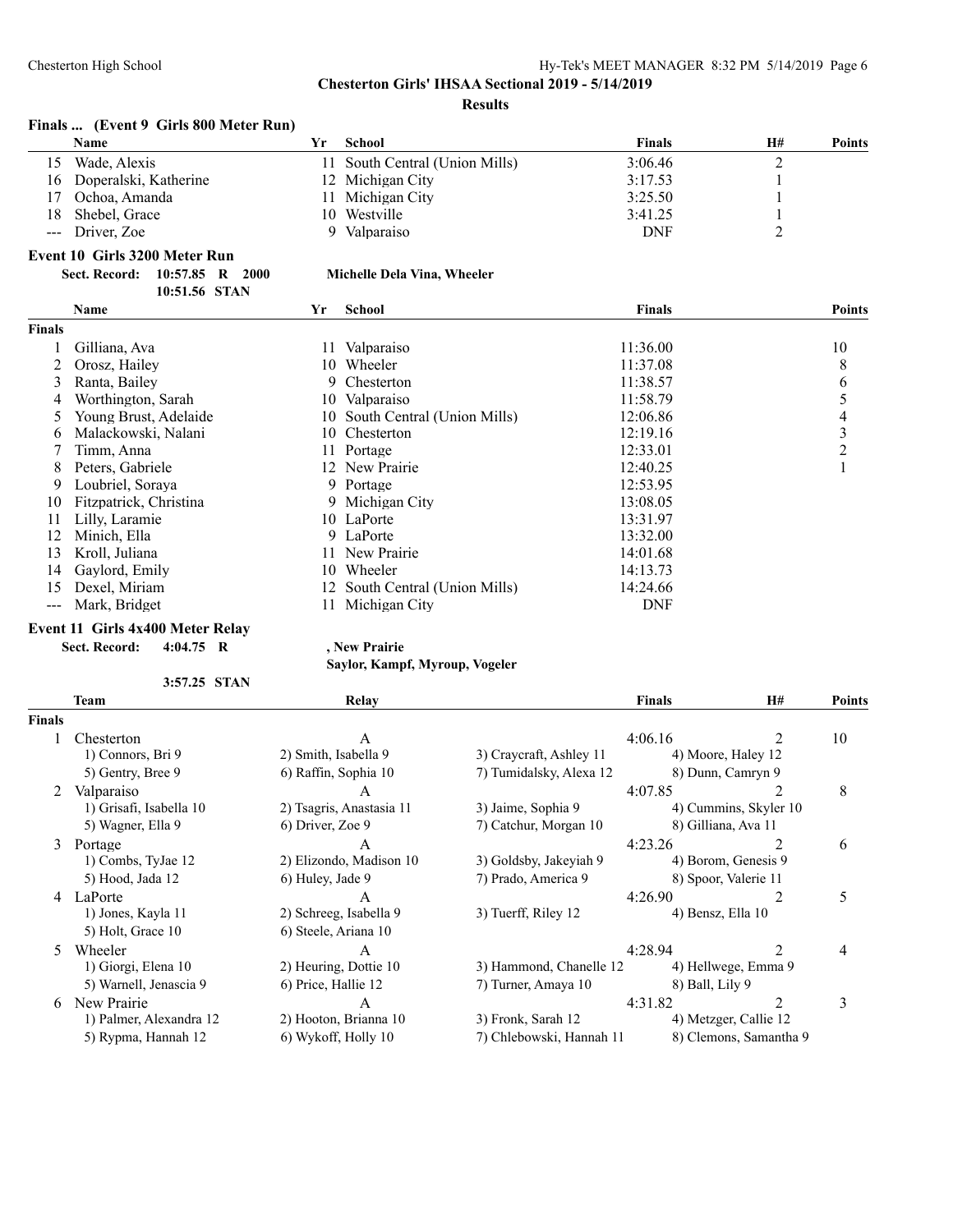**Chesterton Girls' IHSAA Sectional 2019 - 5/14/2019**

**Results**

### Finals ... (Event 9 Girls 800 Meter Run)

| | Name | Yr | School | Finals | H# | Points |
|---|---|---|---|---|---|---|
| 15 | Wade, Alexis | 11 | South Central (Union Mills) | 3:06.46 | 2 | |
| 16 | Doperalski, Katherine | 12 | Michigan City | 3:17.53 | 1 | |
| 17 | Ochoa, Amanda | 11 | Michigan City | 3:25.50 | 1 | |
| 18 | Shebel, Grace | 10 | Westville | 3:41.25 | 1 | |
| --- | Driver, Zoe | 9 | Valparaiso | DNF | 2 | |

### Event 10 Girls 3200 Meter Run

**Sect. Record: 10:57.85 R 2000 Michelle Dela Vina, Wheeler**
**10:51.56 STAN**

| | Name | Yr | School | Finals | Points |
|---|---|---|---|---|---|
| **Finals** | | | | | |
| 1 | Gilliana, Ava | 11 | Valparaiso | 11:36.00 | 10 |
| 2 | Orosz, Hailey | 10 | Wheeler | 11:37.08 | 8 |
| 3 | Ranta, Bailey | 9 | Chesterton | 11:38.57 | 6 |
| 4 | Worthington, Sarah | 10 | Valparaiso | 11:58.79 | 5 |
| 5 | Young Brust, Adelaide | 10 | South Central (Union Mills) | 12:06.86 | 4 |
| 6 | Malackowski, Nalani | 10 | Chesterton | 12:19.16 | 3 |
| 7 | Timm, Anna | 11 | Portage | 12:33.01 | 2 |
| 8 | Peters, Gabriele | 12 | New Prairie | 12:40.25 | 1 |
| 9 | Loubriel, Soraya | 9 | Portage | 12:53.95 | |
| 10 | Fitzpatrick, Christina | 9 | Michigan City | 13:08.05 | |
| 11 | Lilly, Laramie | 10 | LaPorte | 13:31.97 | |
| 12 | Minich, Ella | 9 | LaPorte | 13:32.00 | |
| 13 | Kroll, Juliana | 11 | New Prairie | 14:01.68 | |
| 14 | Gaylord, Emily | 10 | Wheeler | 14:13.73 | |
| 15 | Dexel, Miriam | 12 | South Central (Union Mills) | 14:24.66 | |
| --- | Mark, Bridget | 11 | Michigan City | DNF | |

### Event 11 Girls 4x400 Meter Relay

**Sect. Record: 4:04.75 R , New Prairie**
**Saylor, Kampf, Myroup, Vogeler**
**3:57.25 STAN**

| | Team | Relay | | Finals | H# | Points |
|---|---|---|---|---|---|---|
| **Finals** | | | | | | |
| 1 | Chesterton | A | | 4:06.16 | 2 | 10 |
| | 1) Connors, Bri 9 | 2) Smith, Isabella 9 | 3) Craycraft, Ashley 11 | 4) Moore, Haley 12 | | |
| | 5) Gentry, Bree 9 | 6) Raffin, Sophia 10 | 7) Tumidalsky, Alexa 12 | 8) Dunn, Camryn 9 | | |
| 2 | Valparaiso | A | | 4:07.85 | 2 | 8 |
| | 1) Grisafi, Isabella 10 | 2) Tsagris, Anastasia 11 | 3) Jaime, Sophia 9 | 4) Cummins, Skyler 10 | | |
| | 5) Wagner, Ella 9 | 6) Driver, Zoe 9 | 7) Catchur, Morgan 10 | 8) Gilliana, Ava 11 | | |
| 3 | Portage | A | | 4:23.26 | 2 | 6 |
| | 1) Combs, TyJae 12 | 2) Elizondo, Madison 10 | 3) Goldsby, Jakeyiah 9 | 4) Borom, Genesis 9 | | |
| | 5) Hood, Jada 12 | 6) Huley, Jade 9 | 7) Prado, America 9 | 8) Spoor, Valerie 11 | | |
| 4 | LaPorte | A | | 4:26.90 | 2 | 5 |
| | 1) Jones, Kayla 11 | 2) Schreeg, Isabella 9 | 3) Tuerff, Riley 12 | 4) Bensz, Ella 10 | | |
| | 5) Holt, Grace 10 | 6) Steele, Ariana 10 | | | | |
| 5 | Wheeler | A | | 4:28.94 | 2 | 4 |
| | 1) Giorgi, Elena 10 | 2) Heuring, Dottie 10 | 3) Hammond, Chanelle 12 | 4) Hellwege, Emma 9 | | |
| | 5) Warnell, Jenascia 9 | 6) Price, Hallie 12 | 7) Turner, Amaya 10 | 8) Ball, Lily 9 | | |
| 6 | New Prairie | A | | 4:31.82 | 2 | 3 |
| | 1) Palmer, Alexandra 12 | 2) Hooton, Brianna 10 | 3) Fronk, Sarah 12 | 4) Metzger, Callie 12 | | |
| | 5) Rypma, Hannah 12 | 6) Wykoff, Holly 10 | 7) Chlebowski, Hannah 11 | 8) Clemons, Samantha 9 | | |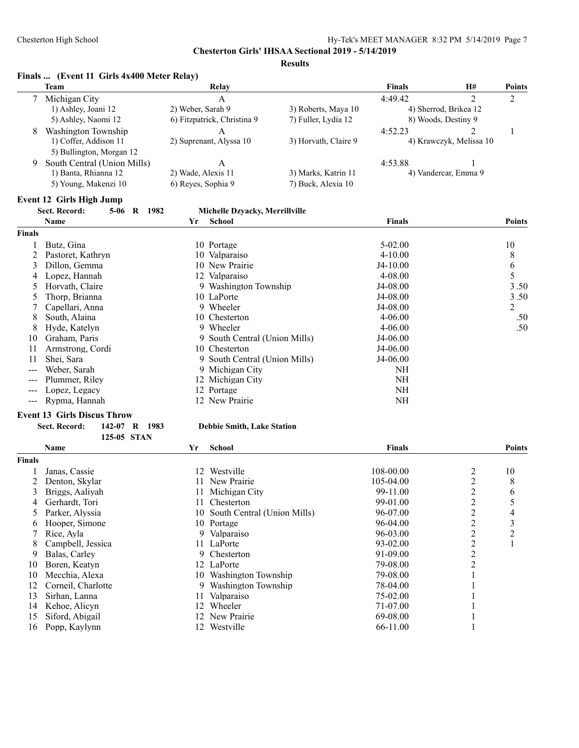**Chesterton Girls' IHSAA Sectional 2019 - 5/14/2019**

**Results**

### Finals ... (Event 11 Girls 4x400 Meter Relay)

| | Team | Relay | | Finals | H# | Points |
|---|---|---|---|---|---|---|
| 7 | Michigan City | A | | 4:49.42 | 2 | 2 |
| | 1) Ashley, Joani 12 | 2) Weber, Sarah 9 | 3) Roberts, Maya 10 | 4) Sherrod, Brikea 12 | | |
| | 5) Ashley, Naomi 12 | 6) Fitzpatrick, Christina 9 | 7) Fuller, Lydia 12 | 8) Woods, Destiny 9 | | |
| 8 | Washington Township | A | | 4:52.23 | 2 | 1 |
| | 1) Coffer, Addison 11 | 2) Suprenant, Alyssa 10 | 3) Horvath, Claire 9 | 4) Krawczyk, Melissa 10 | | |
| | 5) Bullington, Morgan 12 | | | | | |
| 9 | South Central (Union Mills) | A | | 4:53.88 | 1 | |
| | 1) Banta, Rhianna 12 | 2) Wade, Alexis 11 | 3) Marks, Katrin 11 | 4) Vandercar, Emma 9 | | |
| | 5) Young, Makenzi 10 | 6) Reyes, Sophia 9 | 7) Buck, Alexia 10 | | | |

### Event 12 Girls High Jump

Sect. Record: 5-06 R 1982 Michelle Dzyacky, Merrillville

| | Name | Yr | School | Finals | Points |
|---|---|---|---|---|---|
| **Finals** | | | | | |
| 1 | Butz, Gina | 10 | Portage | 5-02.00 | 10 |
| 2 | Pastoret, Kathryn | 10 | Valparaiso | 4-10.00 | 8 |
| 3 | Dillon, Gemma | 10 | New Prairie | J4-10.00 | 6 |
| 4 | Lopez, Hannah | 12 | Valparaiso | 4-08.00 | 5 |
| 5 | Horvath, Claire | 9 | Washington Township | J4-08.00 | 3.50 |
| 5 | Thorp, Brianna | 10 | LaPorte | J4-08.00 | 3.50 |
| 7 | Capellari, Anna | 9 | Wheeler | J4-08.00 | 2 |
| 8 | South, Alaina | 10 | Chesterton | 4-06.00 | .50 |
| 8 | Hyde, Katelyn | 9 | Wheeler | 4-06.00 | .50 |
| 10 | Graham, Paris | 9 | South Central (Union Mills) | J4-06.00 | |
| 11 | Armstrong, Cordi | 10 | Chesterton | J4-06.00 | |
| 11 | Shei, Sara | 9 | South Central (Union Mills) | J4-06.00 | |
| --- | Weber, Sarah | 9 | Michigan City | NH | |
| --- | Plummer, Riley | 12 | Michigan City | NH | |
| --- | Lopez, Legacy | 12 | Portage | NH | |
| --- | Rypma, Hannah | 12 | New Prairie | NH | |

### Event 13 Girls Discus Throw

Sect. Record: 142-07 R 1983 Debbie Smith, Lake Station
125-05 STAN

| | Name | Yr | School | Finals | | Points |
|---|---|---|---|---|---|---|
| **Finals** | | | | | | |
| 1 | Janas, Cassie | 12 | Westville | 108-00.00 | 2 | 10 |
| 2 | Denton, Skylar | 11 | New Prairie | 105-04.00 | 2 | 8 |
| 3 | Briggs, Aaliyah | 11 | Michigan City | 99-11.00 | 2 | 6 |
| 4 | Gerhardt, Tori | 11 | Chesterton | 99-01.00 | 2 | 5 |
| 5 | Parker, Alyssia | 10 | South Central (Union Mills) | 96-07.00 | 2 | 4 |
| 6 | Hooper, Simone | 10 | Portage | 96-04.00 | 2 | 3 |
| 7 | Rice, Ayla | 9 | Valparaiso | 96-03.00 | 2 | 2 |
| 8 | Campbell, Jessica | 11 | LaPorte | 93-02.00 | 2 | 1 |
| 9 | Balas, Carley | 9 | Chesterton | 91-09.00 | 2 | |
| 10 | Boren, Keatyn | 12 | LaPorte | 79-08.00 | 2 | |
| 10 | Mecchia, Alexa | 10 | Washington Township | 79-08.00 | 1 | |
| 12 | Corneil, Charlotte | 9 | Washington Township | 78-04.00 | 1 | |
| 13 | Sirhan, Lanna | 11 | Valparaiso | 75-02.00 | 1 | |
| 14 | Kehoe, Alicyn | 12 | Wheeler | 71-07.00 | 1 | |
| 15 | Siford, Abigail | 12 | New Prairie | 69-08.00 | 1 | |
| 16 | Popp, Kaylynn | 12 | Westville | 66-11.00 | 1 | |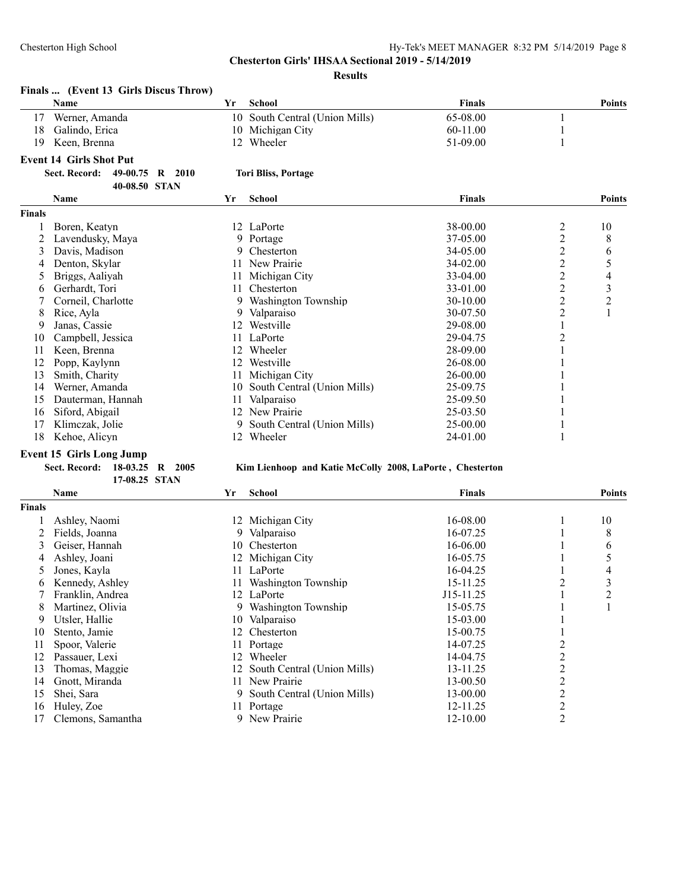**Chesterton Girls' IHSAA Sectional 2019 - 5/14/2019**

**Results**

### Finals ... (Event 13 Girls Discus Throw)

| | Name | Yr | School | Finals | | Points |
|---|---|---|---|---|---|---|
| 17 | Werner, Amanda | 10 | South Central (Union Mills) | 65-08.00 | 1 | |
| 18 | Galindo, Erica | 10 | Michigan City | 60-11.00 | 1 | |
| 19 | Keen, Brenna | 12 | Wheeler | 51-09.00 | 1 | |

### Event 14 Girls Shot Put

**Sect. Record: 49-00.75 R 2010 Tori Bliss, Portage**
**40-08.50 STAN**

| | Name | Yr | School | Finals | | Points |
|---|---|---|---|---|---|---|
| **Finals** | | | | | | |
| 1 | Boren, Keatyn | 12 | LaPorte | 38-00.00 | 2 | 10 |
| 2 | Lavendusky, Maya | 9 | Portage | 37-05.00 | 2 | 8 |
| 3 | Davis, Madison | 9 | Chesterton | 34-05.00 | 2 | 6 |
| 4 | Denton, Skylar | 11 | New Prairie | 34-02.00 | 2 | 5 |
| 5 | Briggs, Aaliyah | 11 | Michigan City | 33-04.00 | 2 | 4 |
| 6 | Gerhardt, Tori | 11 | Chesterton | 33-01.00 | 2 | 3 |
| 7 | Corneil, Charlotte | 9 | Washington Township | 30-10.00 | 2 | 2 |
| 8 | Rice, Ayla | 9 | Valparaiso | 30-07.50 | 2 | 1 |
| 9 | Janas, Cassie | 12 | Westville | 29-08.00 | 1 | |
| 10 | Campbell, Jessica | 11 | LaPorte | 29-04.75 | 2 | |
| 11 | Keen, Brenna | 12 | Wheeler | 28-09.00 | 1 | |
| 12 | Popp, Kaylynn | 12 | Westville | 26-08.00 | 1 | |
| 13 | Smith, Charity | 11 | Michigan City | 26-00.00 | 1 | |
| 14 | Werner, Amanda | 10 | South Central (Union Mills) | 25-09.75 | 1 | |
| 15 | Dauterman, Hannah | 11 | Valparaiso | 25-09.50 | 1 | |
| 16 | Siford, Abigail | 12 | New Prairie | 25-03.50 | 1 | |
| 17 | Klimczak, Jolie | 9 | South Central (Union Mills) | 25-00.00 | 1 | |
| 18 | Kehoe, Alicyn | 12 | Wheeler | 24-01.00 | 1 | |

### Event 15 Girls Long Jump

**Sect. Record: 18-03.25 R 2005 Kim Lienhoop and Katie McColly 2008, LaPorte , Chesterton**
**17-08.25 STAN**

| | Name | Yr | School | Finals | | Points |
|---|---|---|---|---|---|---|
| **Finals** | | | | | | |
| 1 | Ashley, Naomi | 12 | Michigan City | 16-08.00 | 1 | 10 |
| 2 | Fields, Joanna | 9 | Valparaiso | 16-07.25 | 1 | 8 |
| 3 | Geiser, Hannah | 10 | Chesterton | 16-06.00 | 1 | 6 |
| 4 | Ashley, Joani | 12 | Michigan City | 16-05.75 | 1 | 5 |
| 5 | Jones, Kayla | 11 | LaPorte | 16-04.25 | 1 | 4 |
| 6 | Kennedy, Ashley | 11 | Washington Township | 15-11.25 | 2 | 3 |
| 7 | Franklin, Andrea | 12 | LaPorte | J15-11.25 | 1 | 2 |
| 8 | Martinez, Olivia | 9 | Washington Township | 15-05.75 | 1 | 1 |
| 9 | Utsler, Hallie | 10 | Valparaiso | 15-03.00 | 1 | |
| 10 | Stento, Jamie | 12 | Chesterton | 15-00.75 | 1 | |
| 11 | Spoor, Valerie | 11 | Portage | 14-07.25 | 2 | |
| 12 | Passauer, Lexi | 12 | Wheeler | 14-04.75 | 2 | |
| 13 | Thomas, Maggie | 12 | South Central (Union Mills) | 13-11.25 | 2 | |
| 14 | Gnott, Miranda | 11 | New Prairie | 13-00.50 | 2 | |
| 15 | Shei, Sara | 9 | South Central (Union Mills) | 13-00.00 | 2 | |
| 16 | Huley, Zoe | 11 | Portage | 12-11.25 | 2 | |
| 17 | Clemons, Samantha | 9 | New Prairie | 12-10.00 | 2 | |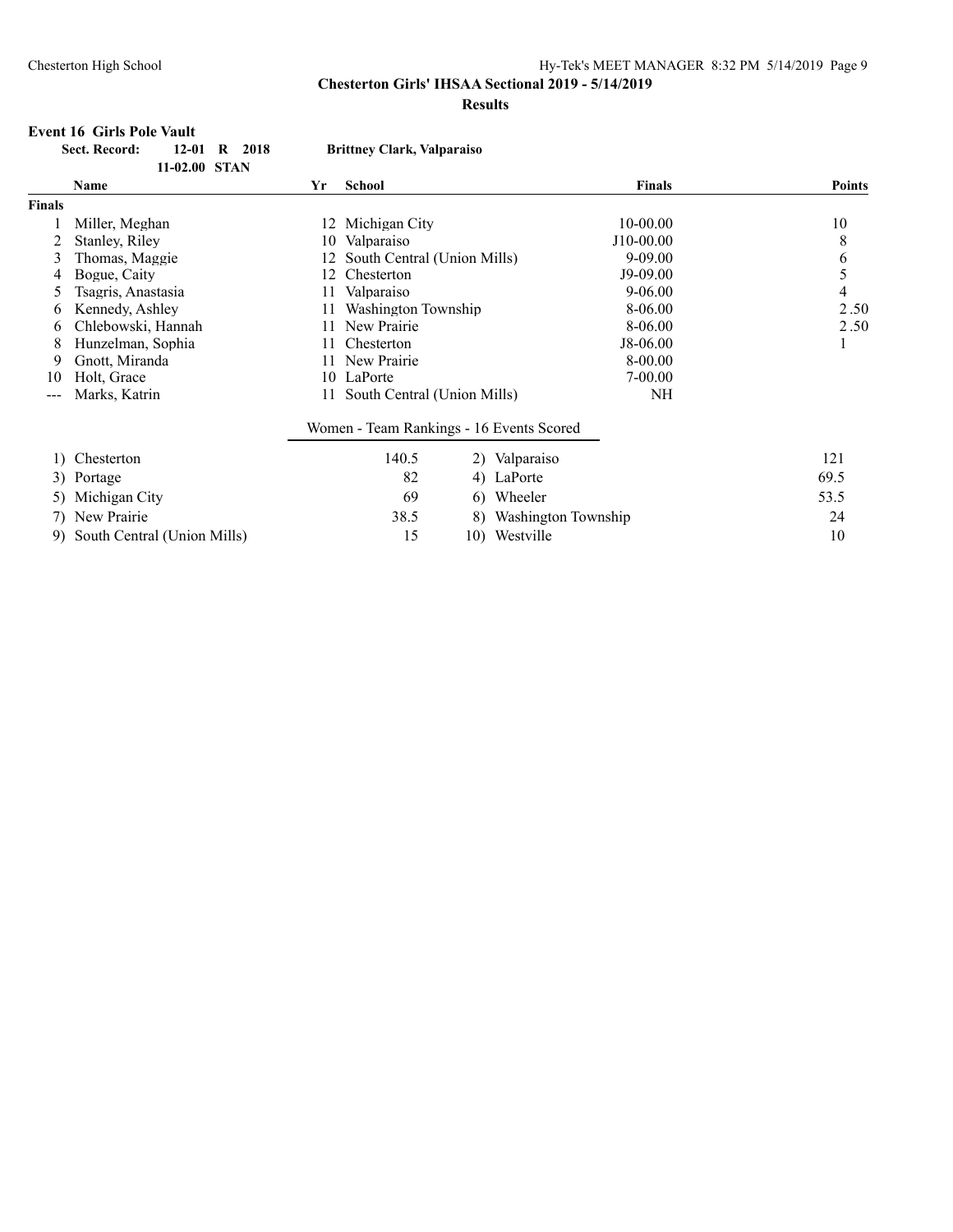**Chesterton Girls' IHSAA Sectional 2019 - 5/14/2019**

**Results**

### Event 16 Girls Pole Vault

**Sect. Record: 12-01 R 2018 Brittney Clark, Valparaiso**

**11-02.00 STAN**

| | Name | Yr | School | Finals | Points |
|---|---|---|---|---|---|
| **Finals** | | | | | |
| 1 | Miller, Meghan | 12 | Michigan City | 10-00.00 | 10 |
| 2 | Stanley, Riley | 10 | Valparaiso | J10-00.00 | 8 |
| 3 | Thomas, Maggie | 12 | South Central (Union Mills) | 9-09.00 | 6 |
| 4 | Bogue, Caity | 12 | Chesterton | J9-09.00 | 5 |
| 5 | Tsagris, Anastasia | 11 | Valparaiso | 9-06.00 | 4 |
| 6 | Kennedy, Ashley | 11 | Washington Township | 8-06.00 | 2.50 |
| 6 | Chlebowski, Hannah | 11 | New Prairie | 8-06.00 | 2.50 |
| 8 | Hunzelman, Sophia | 11 | Chesterton | J8-06.00 | 1 |
| 9 | Gnott, Miranda | 11 | New Prairie | 8-00.00 | |
| 10 | Holt, Grace | 10 | LaPorte | 7-00.00 | |
| --- | Marks, Katrin | 11 | South Central (Union Mills) | NH | |

**Women - Team Rankings - 16 Events Scored**

| | | | | | |
|---|---|---|---|---|---|
| 1) | Chesterton | 140.5 | 2) | Valparaiso | 121 |
| 3) | Portage | 82 | 4) | LaPorte | 69.5 |
| 5) | Michigan City | 69 | 6) | Wheeler | 53.5 |
| 7) | New Prairie | 38.5 | 8) | Washington Township | 24 |
| 9) | South Central (Union Mills) | 15 | 10) | Westville | 10 |